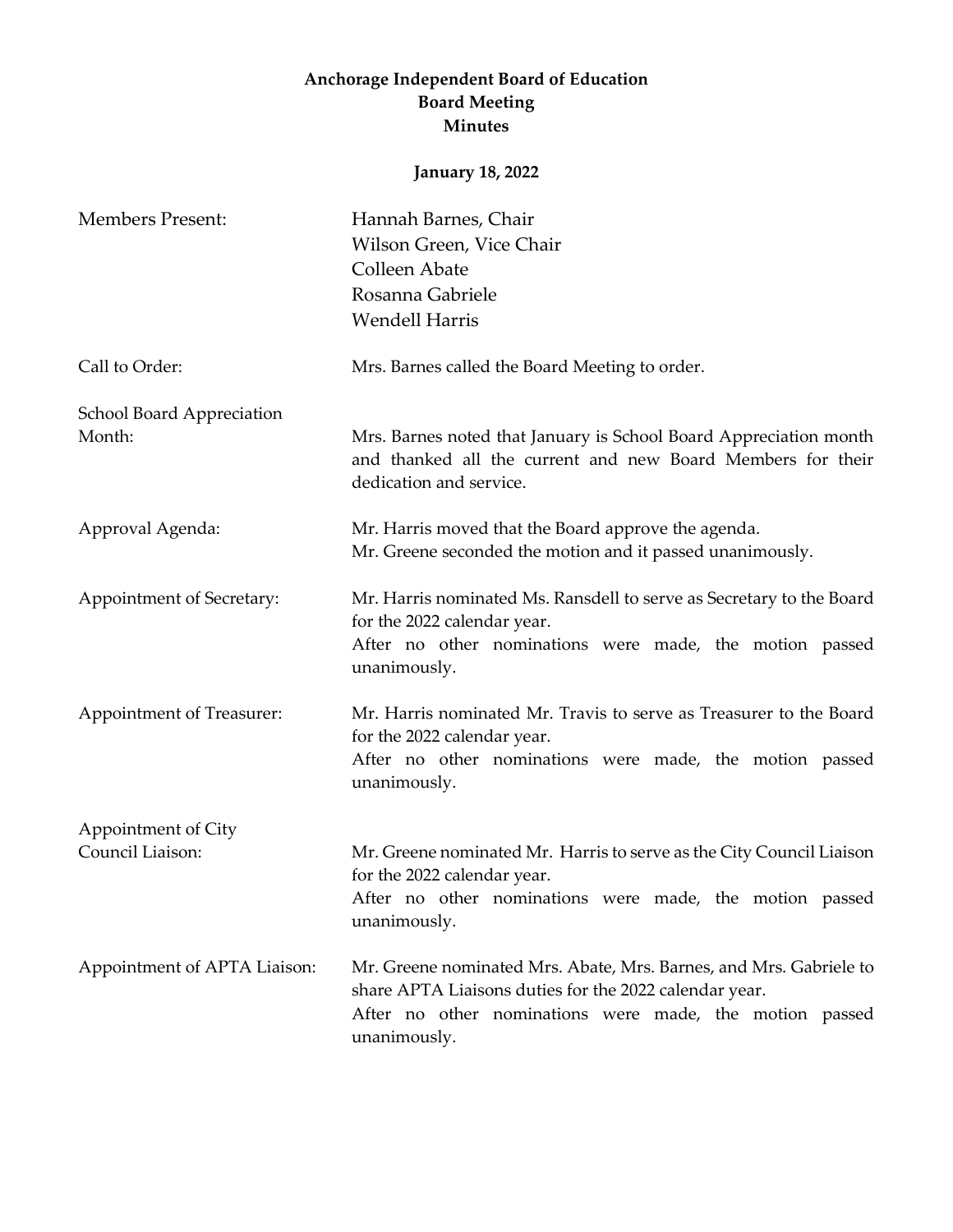# Anchorage Independent Board of Education
## Board Meeting
## Minutes

**January 18, 2022**

**Members Present:**
Hannah Barnes, Chair
Wilson Green, Vice Chair
Colleen Abate
Rosanna Gabriele
Wendell Harris

**Call to Order:** Mrs. Barnes called the Board Meeting to order.

**School Board Appreciation Month:** Mrs. Barnes noted that January is School Board Appreciation month and thanked all the current and new Board Members for their dedication and service.

**Approval Agenda:** Mr. Harris moved that the Board approve the agenda.
Mr. Greene seconded the motion and it passed unanimously.

**Appointment of Secretary:** Mr. Harris nominated Ms. Ransdell to serve as Secretary to the Board for the 2022 calendar year.
After no other nominations were made, the motion passed unanimously.

**Appointment of Treasurer:** Mr. Harris nominated Mr. Travis to serve as Treasurer to the Board for the 2022 calendar year.
After no other nominations were made, the motion passed unanimously.

**Appointment of City Council Liaison:** Mr. Greene nominated Mr. Harris to serve as the City Council Liaison for the 2022 calendar year.
After no other nominations were made, the motion passed unanimously.

**Appointment of APTA Liaison:** Mr. Greene nominated Mrs. Abate, Mrs. Barnes, and Mrs. Gabriele to share APTA Liaisons duties for the 2022 calendar year.
After no other nominations were made, the motion passed unanimously.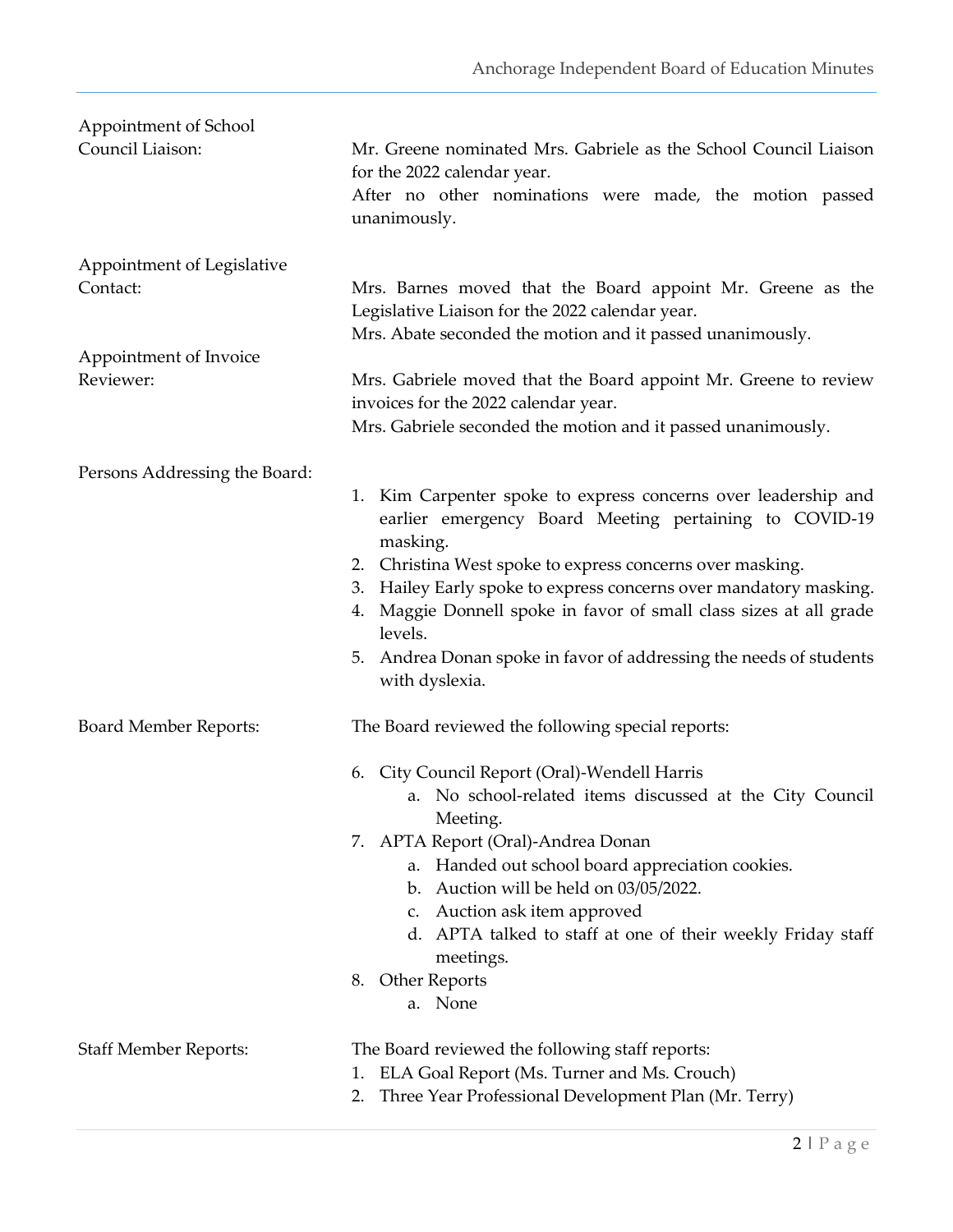**Appointment of School Council Liaison:**

Mr. Greene nominated Mrs. Gabriele as the School Council Liaison for the 2022 calendar year.
After no other nominations were made, the motion passed unanimously.

**Appointment of Legislative Contact:**

Mrs. Barnes moved that the Board appoint Mr. Greene as the Legislative Liaison for the 2022 calendar year.
Mrs. Abate seconded the motion and it passed unanimously.

**Appointment of Invoice Reviewer:**

Mrs. Gabriele moved that the Board appoint Mr. Greene to review invoices for the 2022 calendar year.
Mrs. Gabriele seconded the motion and it passed unanimously.

**Persons Addressing the Board:**

1. Kim Carpenter spoke to express concerns over leadership and earlier emergency Board Meeting pertaining to COVID-19 masking.
2. Christina West spoke to express concerns over masking.
3. Hailey Early spoke to express concerns over mandatory masking.
4. Maggie Donnell spoke in favor of small class sizes at all grade levels.
5. Andrea Donan spoke in favor of addressing the needs of students with dyslexia.

**Board Member Reports:**

The Board reviewed the following special reports:

6. City Council Report (Oral)-Wendell Harris
   a. No school-related items discussed at the City Council Meeting.
7. APTA Report (Oral)-Andrea Donan
   a. Handed out school board appreciation cookies.
   b. Auction will be held on 03/05/2022.
   c. Auction ask item approved
   d. APTA talked to staff at one of their weekly Friday staff meetings.
8. Other Reports
   a. None

**Staff Member Reports:**

The Board reviewed the following staff reports:

1. ELA Goal Report (Ms. Turner and Ms. Crouch)
2. Three Year Professional Development Plan (Mr. Terry)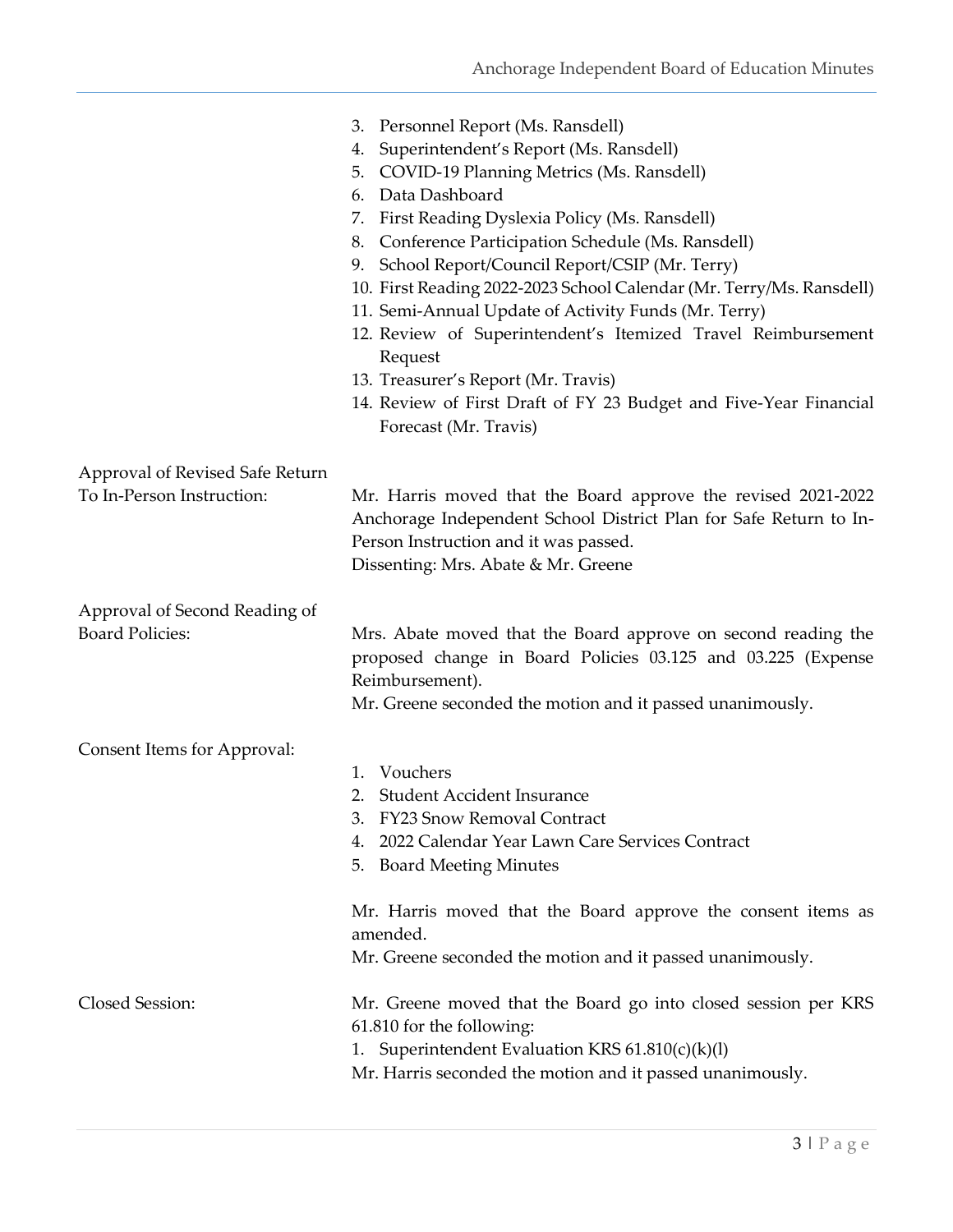3. Personnel Report (Ms. Ransdell)
4. Superintendent's Report (Ms. Ransdell)
5. COVID-19 Planning Metrics (Ms. Ransdell)
6. Data Dashboard
7. First Reading Dyslexia Policy (Ms. Ransdell)
8. Conference Participation Schedule (Ms. Ransdell)
9. School Report/Council Report/CSIP (Mr. Terry)
10. First Reading 2022-2023 School Calendar (Mr. Terry/Ms. Ransdell)
11. Semi-Annual Update of Activity Funds (Mr. Terry)
12. Review of Superintendent's Itemized Travel Reimbursement Request
13. Treasurer's Report (Mr. Travis)
14. Review of First Draft of FY 23 Budget and Five-Year Financial Forecast (Mr. Travis)

**Approval of Revised Safe Return To In-Person Instruction:**

Mr. Harris moved that the Board approve the revised 2021-2022 Anchorage Independent School District Plan for Safe Return to In-Person Instruction and it was passed.
Dissenting: Mrs. Abate & Mr. Greene

**Approval of Second Reading of Board Policies:**

Mrs. Abate moved that the Board approve on second reading the proposed change in Board Policies 03.125 and 03.225 (Expense Reimbursement).
Mr. Greene seconded the motion and it passed unanimously.

**Consent Items for Approval:**

1. Vouchers
2. Student Accident Insurance
3. FY23 Snow Removal Contract
4. 2022 Calendar Year Lawn Care Services Contract
5. Board Meeting Minutes

Mr. Harris moved that the Board approve the consent items as amended.
Mr. Greene seconded the motion and it passed unanimously.

**Closed Session:**

Mr. Greene moved that the Board go into closed session per KRS 61.810 for the following:

1. Superintendent Evaluation KRS 61.810(c)(k)(l)

Mr. Harris seconded the motion and it passed unanimously.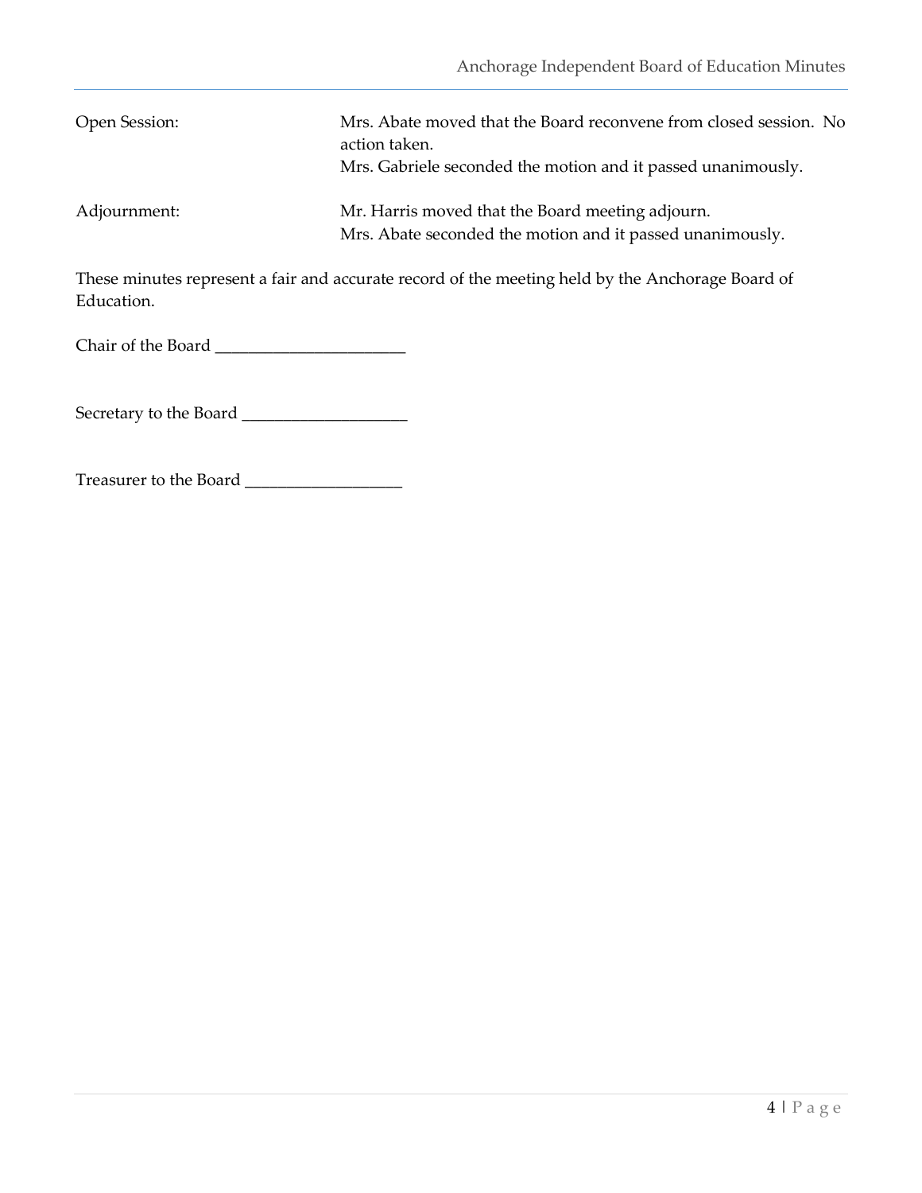| | |
|---|---|
| Open Session: | Mrs. Abate moved that the Board reconvene from closed session. No action taken.<br>Mrs. Gabriele seconded the motion and it passed unanimously. |
| Adjournment: | Mr. Harris moved that the Board meeting adjourn.<br>Mrs. Abate seconded the motion and it passed unanimously. |

These minutes represent a fair and accurate record of the meeting held by the Anchorage Board of Education.

Chair of the Board ______________________

Secretary to the Board ___________________

Treasurer to the Board __________________